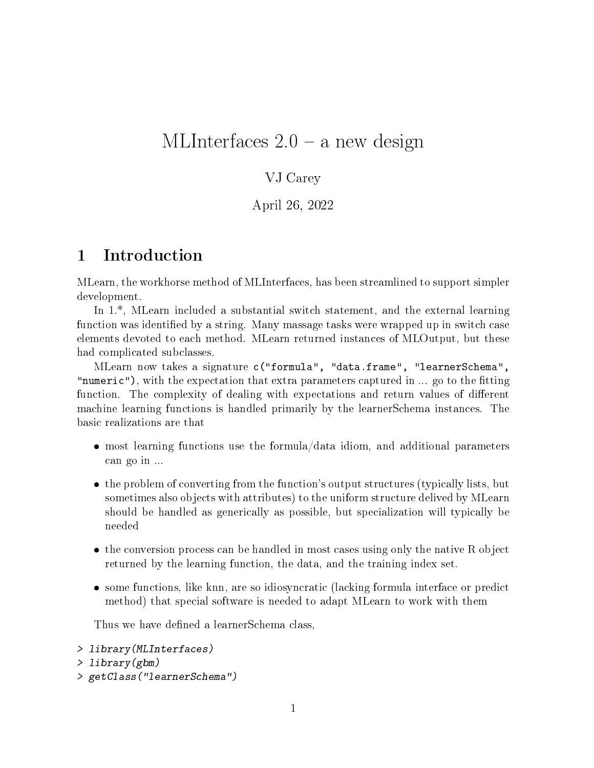# MLInterfaces 2.0 – a new design

VJ Carey

April 26, 2022

## 1 Introduction

MLearn, the workhorse method of MLInterfaces, has been streamlined to support simpler development.

In 1.*, MLearn included a substantial switch statement, and the external learning function was identified by a string. Many massage tasks were wrapped up in switch case elements devoted to each method. MLearn returned instances of MLOutput, but these had complicated subclasses.

MLearn now takes a signature `c("formula", "data.frame", "learnerSchema", "numeric")`, with the expectation that extra parameters captured in ... go to the fitting function. The complexity of dealing with expectations and return values of different machine learning functions is handled primarily by the learnerSchema instances. The basic realizations are that

- most learning functions use the formula/data idiom, and additional parameters can go in ...
- the problem of converting from the function's output structures (typically lists, but sometimes also objects with attributes) to the uniform structure delived by MLearn should be handled as generically as possible, but specialization will typically be needed
- the conversion process can be handled in most cases using only the native R object returned by the learning function, the data, and the training index set.
- some functions, like knn, are so idiosyncratic (lacking formula interface or predict method) that special software is needed to adapt MLearn to work with them

Thus we have defined a learnerSchema class,

```
> library(MLInterfaces)
> library(gbm)
> getClass("learnerSchema")
```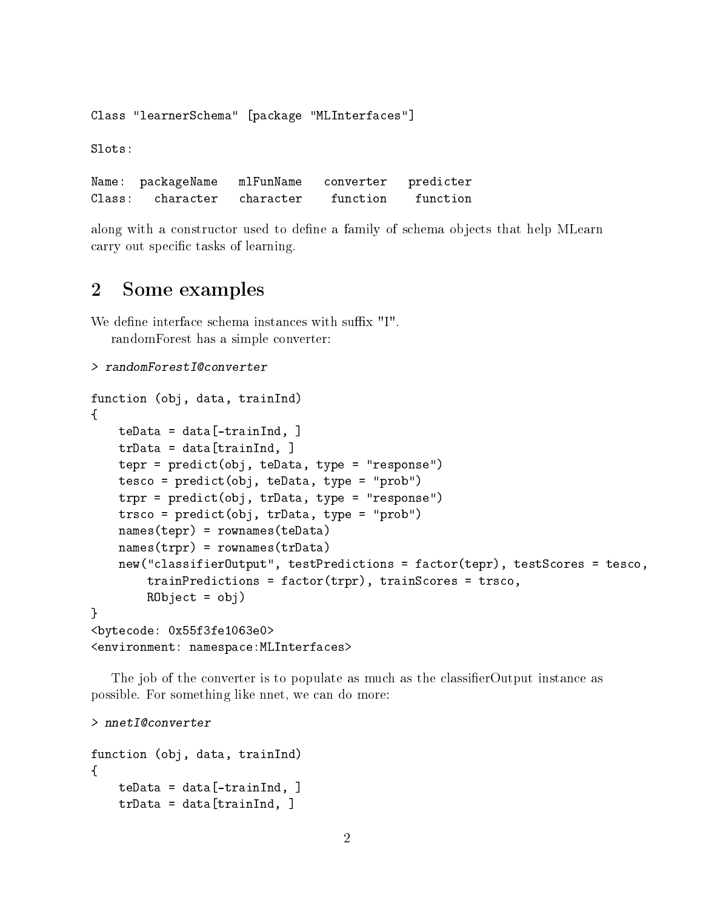```
Class "learnerSchema" [package "MLInterfaces"]

Slots:

Name:  packageName   mlFunName   converter   predicter
Class:   character   character    function    function
```

along with a constructor used to define a family of schema objects that help MLearn carry out specific tasks of learning.

## 2 Some examples

We define interface schema instances with suffix "I".

randomForest has a simple converter:

```
> randomForestI@converter

function (obj, data, trainInd)
{
    teData = data[-trainInd, ]
    trData = data[trainInd, ]
    tepr = predict(obj, teData, type = "response")
    tesco = predict(obj, teData, type = "prob")
    trpr = predict(obj, trData, type = "response")
    trsco = predict(obj, trData, type = "prob")
    names(tepr) = rownames(teData)
    names(trpr) = rownames(trData)
    new("classifierOutput", testPredictions = factor(tepr), testScores = tesco,
        trainPredictions = factor(trpr), trainScores = trsco,
        RObject = obj)
}
<bytecode: 0x55f3fe1063e0>
<environment: namespace:MLInterfaces>
```

The job of the converter is to populate as much as the classifierOutput instance as possible. For something like nnet, we can do more:

```
> nnetI@converter

function (obj, data, trainInd)
{
    teData = data[-trainInd, ]
    trData = data[trainInd, ]
```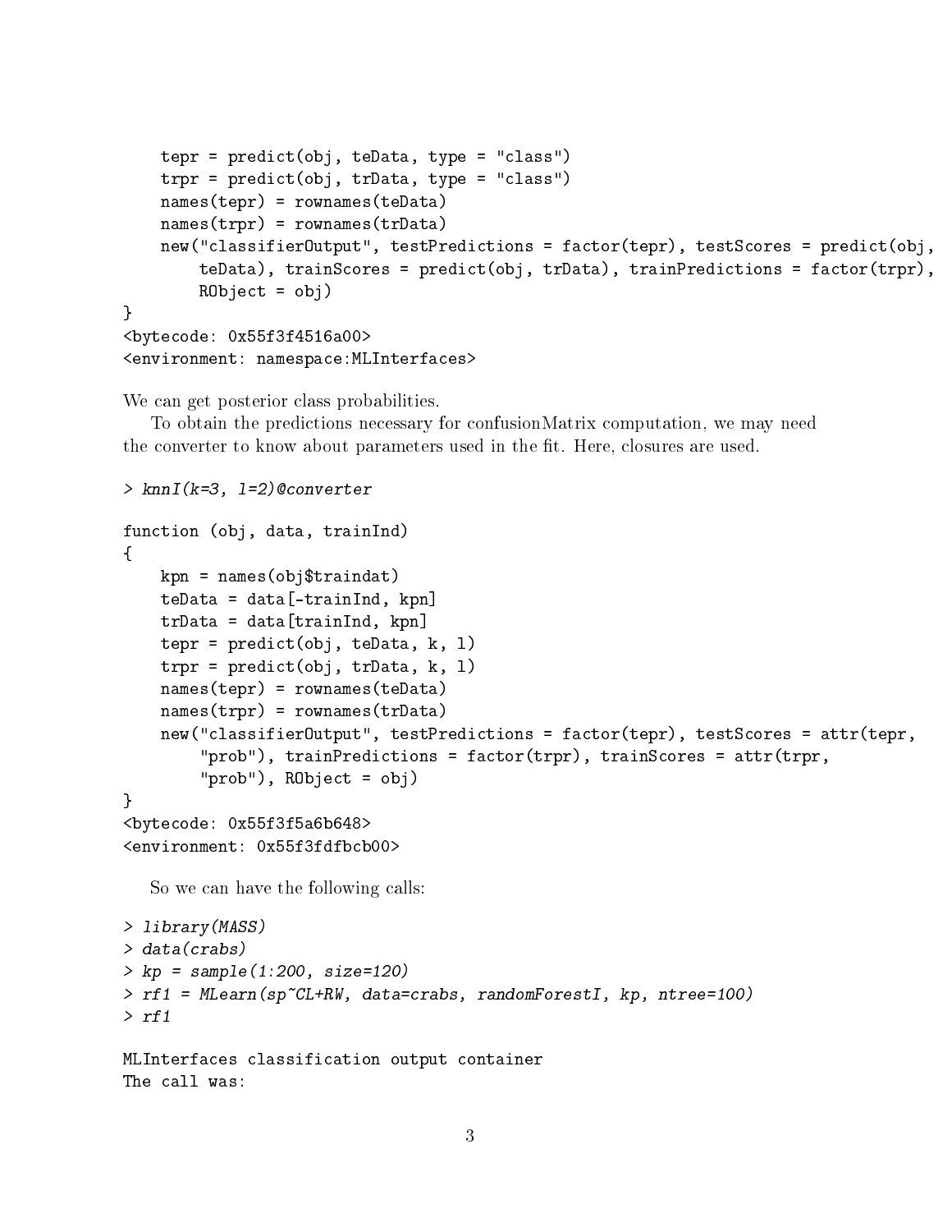```
    tepr = predict(obj, teData, type = "class")
    trpr = predict(obj, trData, type = "class")
    names(tepr) = rownames(teData)
    names(trpr) = rownames(trData)
    new("classifierOutput", testPredictions = factor(tepr), testScores = predict(obj,
        teData), trainScores = predict(obj, trData), trainPredictions = factor(trpr),
        RObject = obj)
}
<bytecode: 0x55f3f4516a00>
<environment: namespace:MLInterfaces>
```

We can get posterior class probabilities.

To obtain the predictions necessary for confusionMatrix computation, we may need the converter to know about parameters used in the fit. Here, closures are used.

```
> knnI(k=3, l=2)@converter

function (obj, data, trainInd)
{
    kpn = names(obj$traindat)
    teData = data[-trainInd, kpn]
    trData = data[trainInd, kpn]
    tepr = predict(obj, teData, k, l)
    trpr = predict(obj, trData, k, l)
    names(tepr) = rownames(teData)
    names(trpr) = rownames(trData)
    new("classifierOutput", testPredictions = factor(tepr), testScores = attr(tepr,
        "prob"), trainPredictions = factor(trpr), trainScores = attr(trpr,
        "prob"), RObject = obj)
}
<bytecode: 0x55f3f5a6b648>
<environment: 0x55f3fdfbcb00>
```

So we can have the following calls:

```
> library(MASS)
> data(crabs)
> kp = sample(1:200, size=120)
> rf1 = MLearn(sp~CL+RW, data=crabs, randomForestI, kp, ntree=100)
> rf1

MLInterfaces classification output container
The call was:
```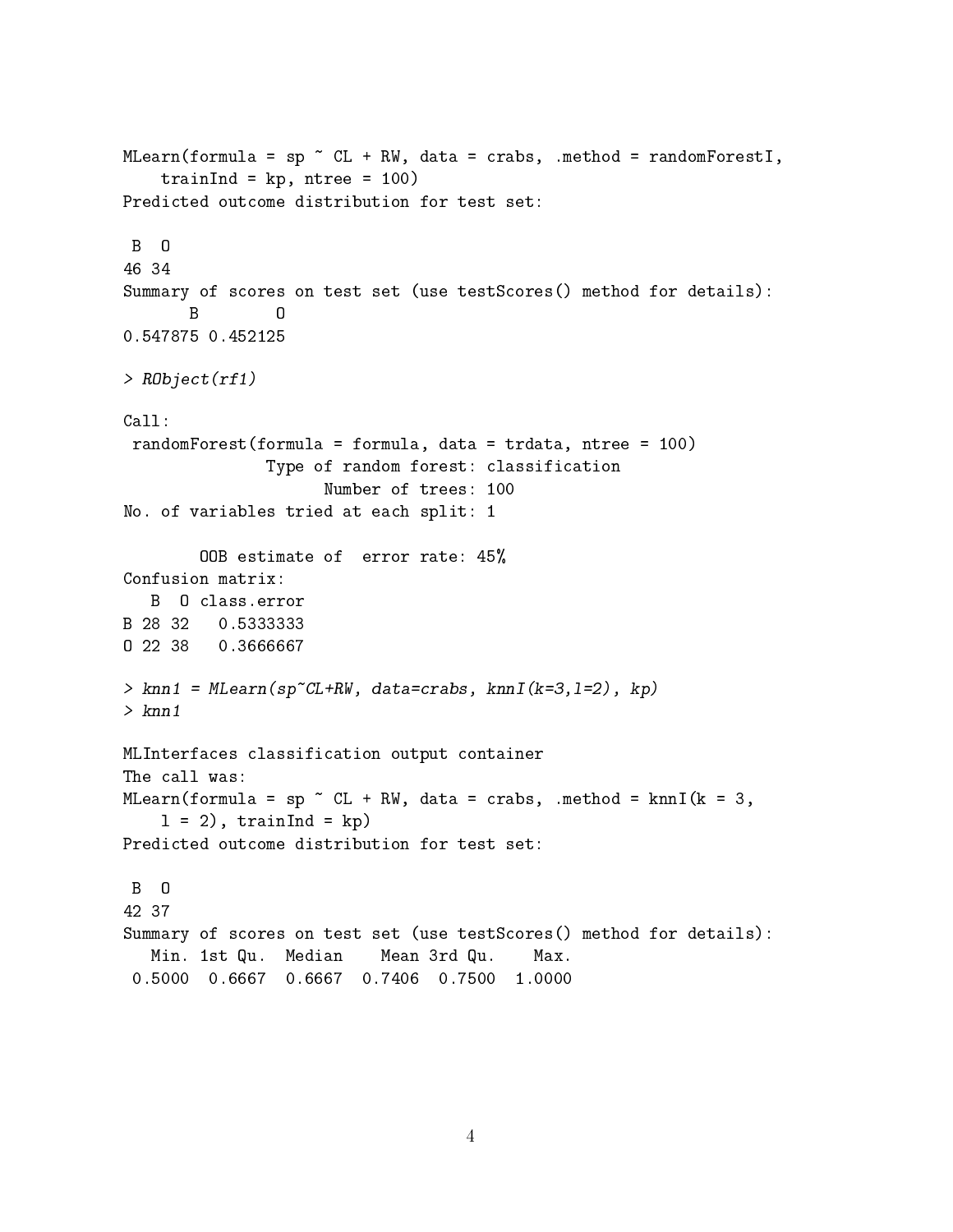```
MLearn(formula = sp ~ CL + RW, data = crabs, .method = randomForestI,
    trainInd = kp, ntree = 100)
Predicted outcome distribution for test set:

 B  O 
46 34 
Summary of scores on test set (use testScores() method for details):
       B        O 
0.547875 0.452125 

> RObject(rf1)

Call:
 randomForest(formula = formula, data = trdata, ntree = 100) 
               Type of random forest: classification
                     Number of trees: 100
No. of variables tried at each split: 1

        OOB estimate of  error rate: 45%
Confusion matrix:
   B  O class.error
B 28 32   0.5333333
O 22 38   0.3666667

> knn1 = MLearn(sp~CL+RW, data=crabs, knnI(k=3,l=2), kp)
> knn1

MLInterfaces classification output container
The call was:
MLearn(formula = sp ~ CL + RW, data = crabs, .method = knnI(k = 3, 
    l = 2), trainInd = kp)
Predicted outcome distribution for test set:

 B  O 
42 37 
Summary of scores on test set (use testScores() method for details):
   Min. 1st Qu.  Median    Mean 3rd Qu.    Max. 
 0.5000  0.6667  0.6667  0.7406  0.7500  1.0000 
```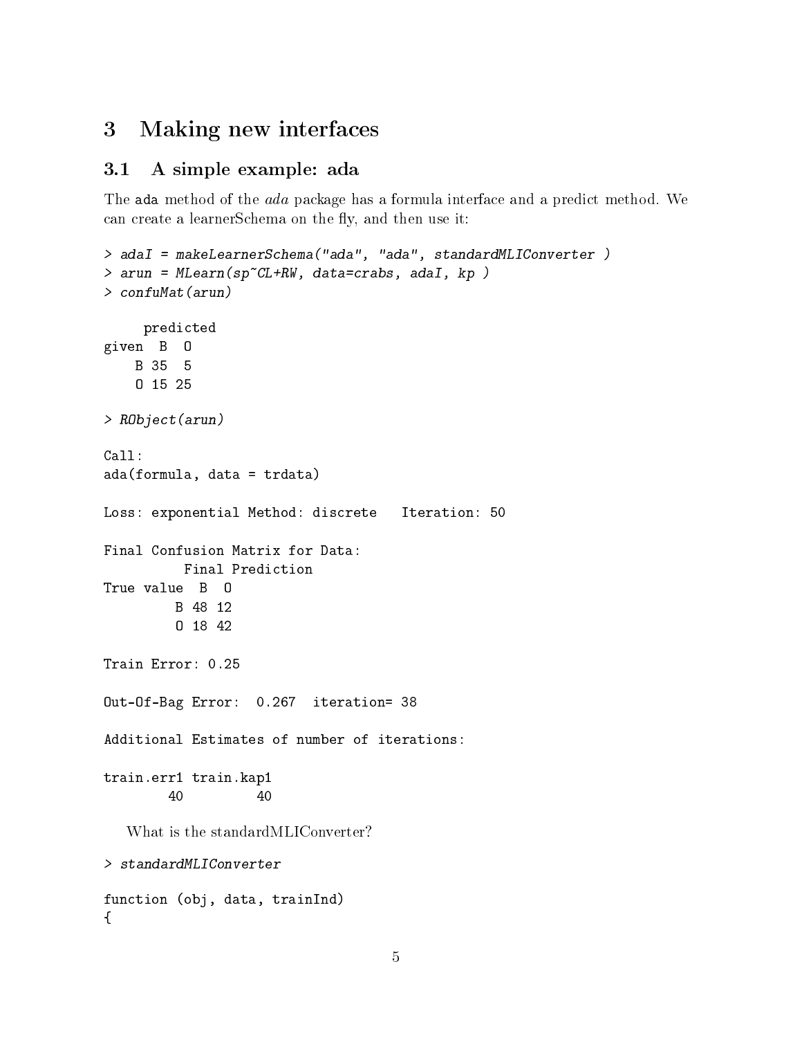# 3 Making new interfaces

## 3.1 A simple example: ada

The `ada` method of the *ada* package has a formula interface and a predict method. We can create a learnerSchema on the fly, and then use it:

```
> adaI = makeLearnerSchema("ada", "ada", standardMLIConverter )
> arun = MLearn(sp~CL+RW, data=crabs, adaI, kp )
> confuMat(arun)

     predicted
given  B  O
    B 35  5
    O 15 25

> RObject(arun)

Call:
ada(formula, data = trdata)

Loss: exponential Method: discrete   Iteration: 50

Final Confusion Matrix for Data:
          Final Prediction
True value  B  O
         B 48 12
         O 18 42

Train Error: 0.25

Out-Of-Bag Error:  0.267  iteration= 38

Additional Estimates of number of iterations:

train.err1 train.kap1
        40         40
```

What is the standardMLIConverter?

```
> standardMLIConverter

function (obj, data, trainInd)
{
```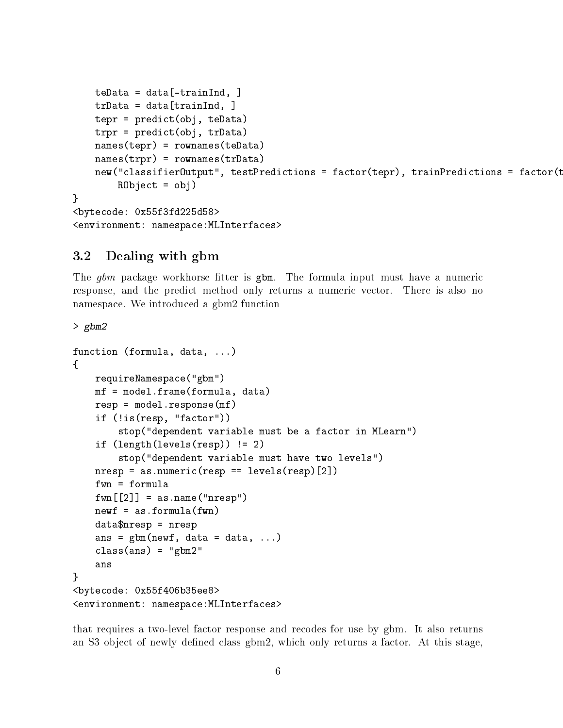```
    teData = data[-trainInd, ]
    trData = data[trainInd, ]
    tepr = predict(obj, teData)
    trpr = predict(obj, trData)
    names(tepr) = rownames(teData)
    names(trpr) = rownames(trData)
    new("classifierOutput", testPredictions = factor(tepr), trainPredictions = factor(t
        RObject = obj)
}
<bytecode: 0x55f3fd225d58>
<environment: namespace:MLInterfaces>
```

## 3.2 Dealing with gbm

The *gbm* package workhorse fitter is `gbm`. The formula input must have a numeric response, and the predict method only returns a numeric vector. There is also no namespace. We introduced a gbm2 function

```
> gbm2

function (formula, data, ...)
{
    requireNamespace("gbm")
    mf = model.frame(formula, data)
    resp = model.response(mf)
    if (!is(resp, "factor"))
        stop("dependent variable must be a factor in MLearn")
    if (length(levels(resp)) != 2)
        stop("dependent variable must have two levels")
    nresp = as.numeric(resp == levels(resp)[2])
    fwn = formula
    fwn[[2]] = as.name("nresp")
    newf = as.formula(fwn)
    data$nresp = nresp
    ans = gbm(newf, data = data, ...)
    class(ans) = "gbm2"
    ans
}
<bytecode: 0x55f406b35ee8>
<environment: namespace:MLInterfaces>
```

that requires a two-level factor response and recodes for use by gbm. It also returns an S3 object of newly defined class gbm2, which only returns a factor. At this stage,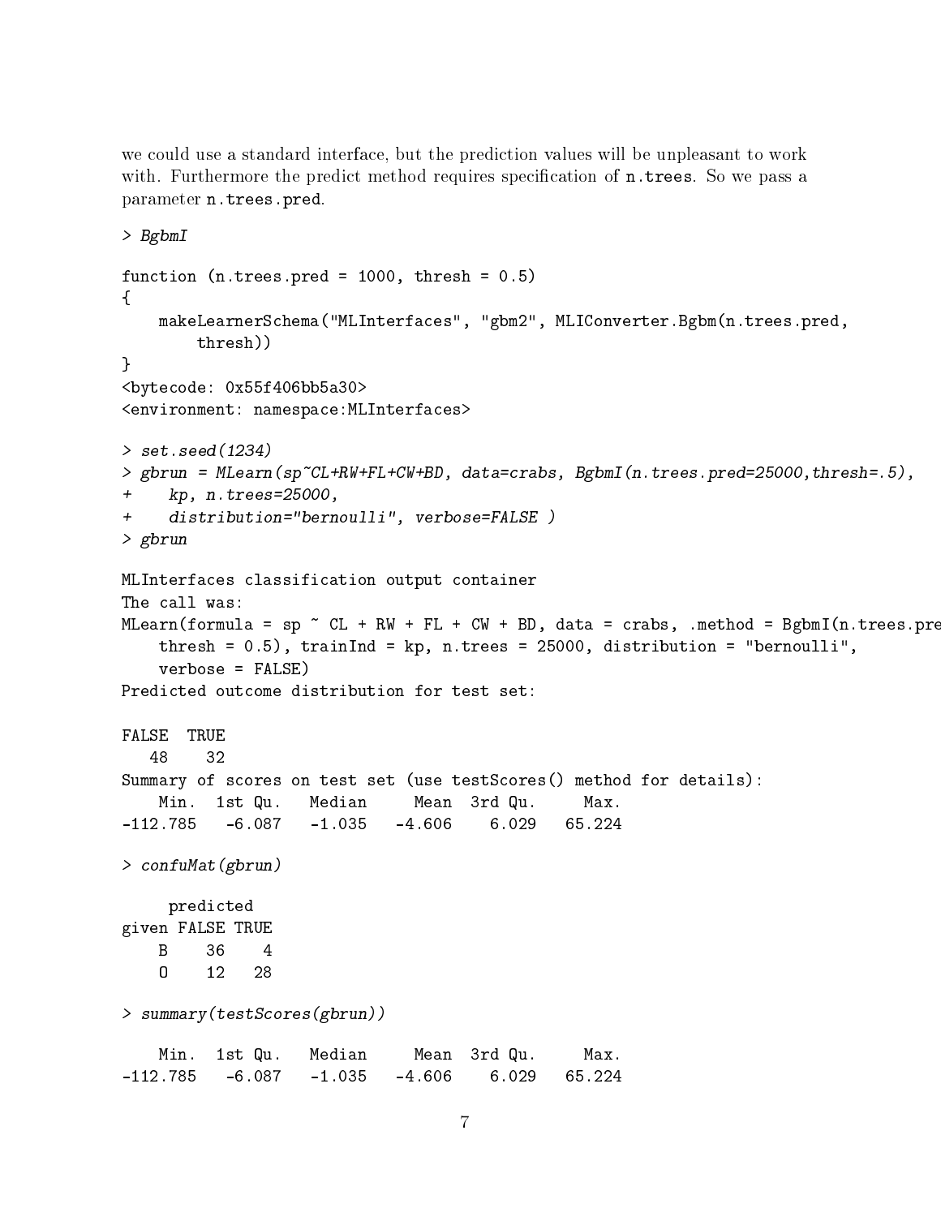we could use a standard interface, but the prediction values will be unpleasant to work with. Furthermore the predict method requires specification of `n.trees`. So we pass a parameter `n.trees.pred`.

```
> BgbmI

function (n.trees.pred = 1000, thresh = 0.5)
{
    makeLearnerSchema("MLInterfaces", "gbm2", MLIConverter.Bgbm(n.trees.pred,
        thresh))
}
<bytecode: 0x55f406bb5a30>
<environment: namespace:MLInterfaces>

> set.seed(1234)
> gbrun = MLearn(sp~CL+RW+FL+CW+BD, data=crabs, BgbmI(n.trees.pred=25000,thresh=.5),
+    kp, n.trees=25000,
+    distribution="bernoulli", verbose=FALSE )
> gbrun

MLInterfaces classification output container
The call was:
MLearn(formula = sp ~ CL + RW + FL + CW + BD, data = crabs, .method = BgbmI(n.trees.pre
    thresh = 0.5), trainInd = kp, n.trees = 25000, distribution = "bernoulli",
    verbose = FALSE)
Predicted outcome distribution for test set:

FALSE  TRUE
   48    32
Summary of scores on test set (use testScores() method for details):
    Min.  1st Qu.   Median     Mean  3rd Qu.     Max.
-112.785   -6.087   -1.035   -4.606    6.029   65.224

> confuMat(gbrun)

     predicted
given FALSE TRUE
    B    36    4
    O    12   28

> summary(testScores(gbrun))

    Min.  1st Qu.   Median     Mean  3rd Qu.     Max.
-112.785   -6.087   -1.035   -4.606    6.029   65.224
```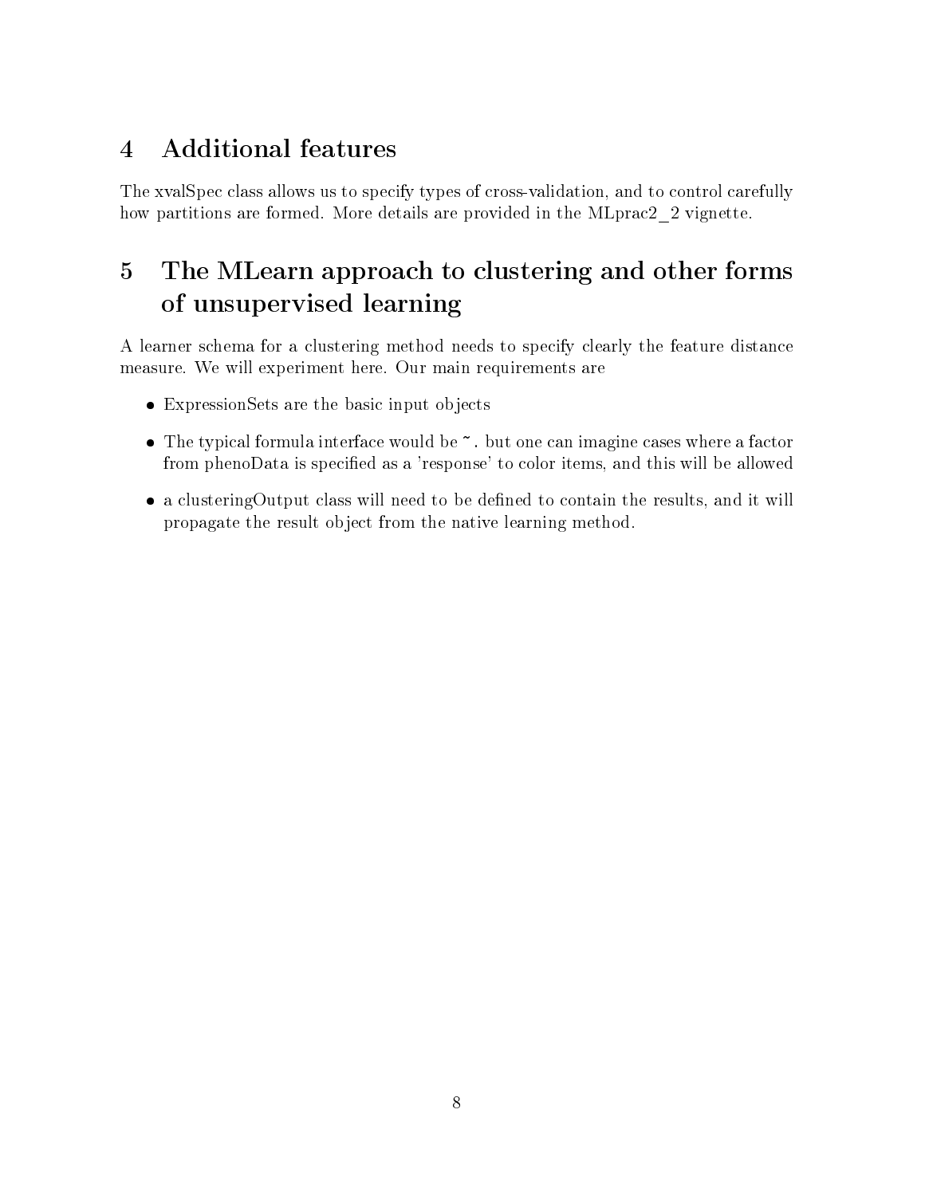## 4 Additional features

The xvalSpec class allows us to specify types of cross-validation, and to control carefully how partitions are formed. More details are provided in the MLprac2_2 vignette.

## 5 The MLearn approach to clustering and other forms of unsupervised learning

A learner schema for a clustering method needs to specify clearly the feature distance measure. We will experiment here. Our main requirements are

- ExpressionSets are the basic input objects
- The typical formula interface would be `~.` but one can imagine cases where a factor from phenoData is specified as a 'response' to color items, and this will be allowed
- a clusteringOutput class will need to be defined to contain the results, and it will propagate the result object from the native learning method.